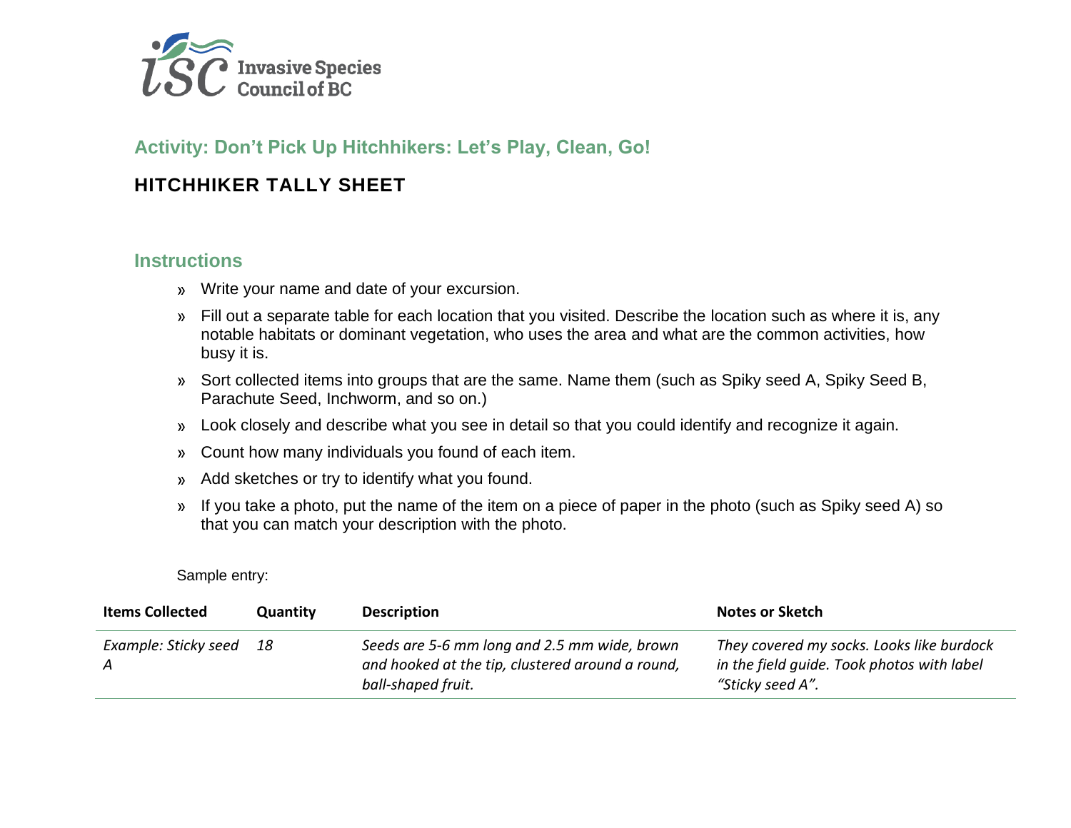Invasive Species Council of BC

## Activity: Don't Pick Up Hitchhikers: Let's Play, Clean, Go!

# HITCHHIKER TALLY SHEET

## Instructions

- Write your name and date of your excursion.
- Fill out a separate table for each location that you visited. Describe the location such as where it is, any notable habitats or dominant vegetation, who uses the area and what are the common activities, how busy it is.
- Sort collected items into groups that are the same. Name them (such as Spiky seed A, Spiky Seed B, Parachute Seed, Inchworm, and so on.)
- Look closely and describe what you see in detail so that you could identify and recognize it again.
- Count how many individuals you found of each item.
- Add sketches or try to identify what you found.
- If you take a photo, put the name of the item on a piece of paper in the photo (such as Spiky seed A) so that you can match your description with the photo.

Sample entry:

| **Items Collected** | **Quantity** | **Description** | **Notes or Sketch** |
| --- | --- | --- | --- |
| *Example: Sticky seed A* | *18* | *Seeds are 5-6 mm long and 2.5 mm wide, brown and hooked at the tip, clustered around a round, ball-shaped fruit.* | *They covered my socks. Looks like burdock in the field guide. Took photos with label "Sticky seed A".* |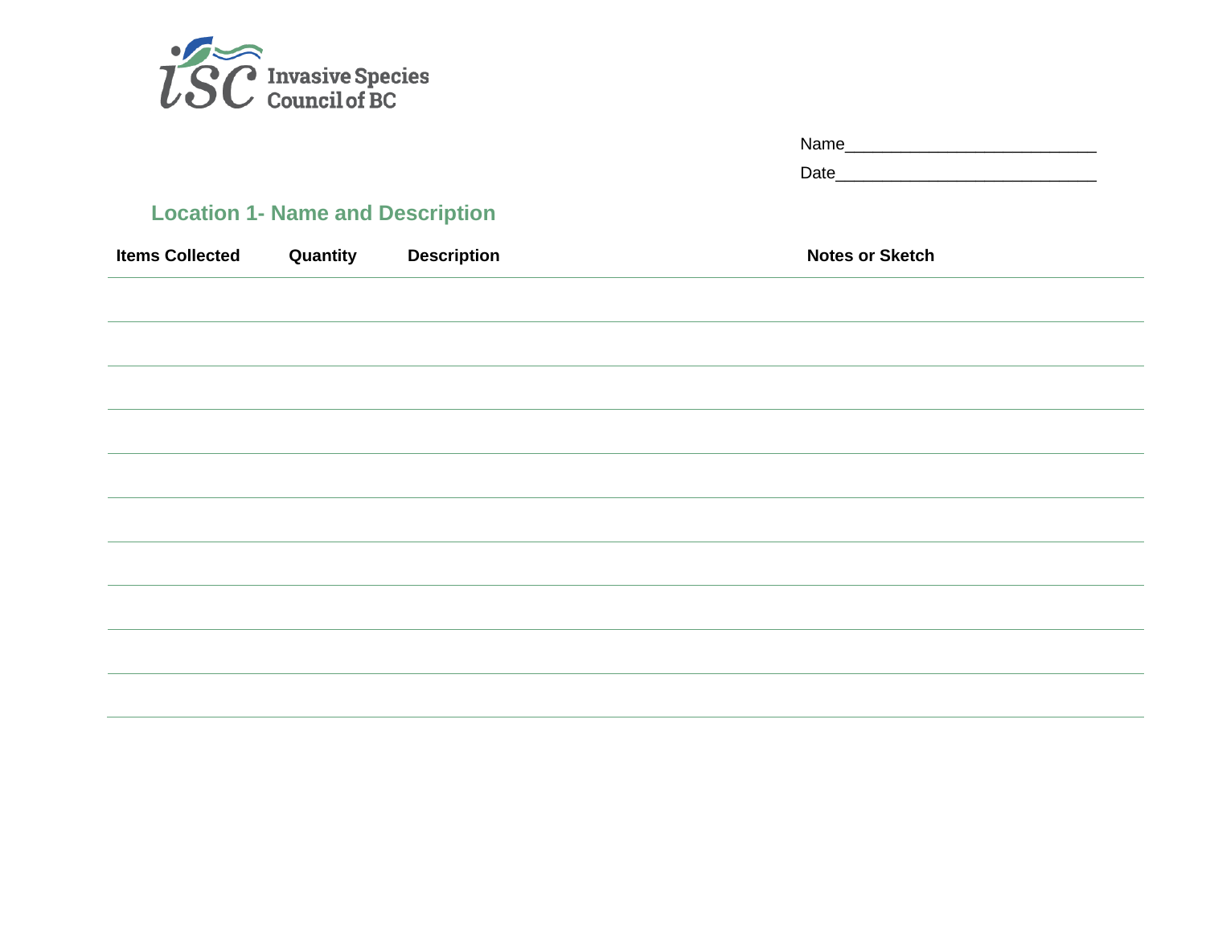Invasive Species Council of BC

Name___________________________

Date____________________________

## Location 1- Name and Description

| Items Collected | Quantity | Description | Notes or Sketch |
|---|---|---|---|
| | | | |
| | | | |
| | | | |
| | | | |
| | | | |
| | | | |
| | | | |
| | | | |
| | | | |
| | | | |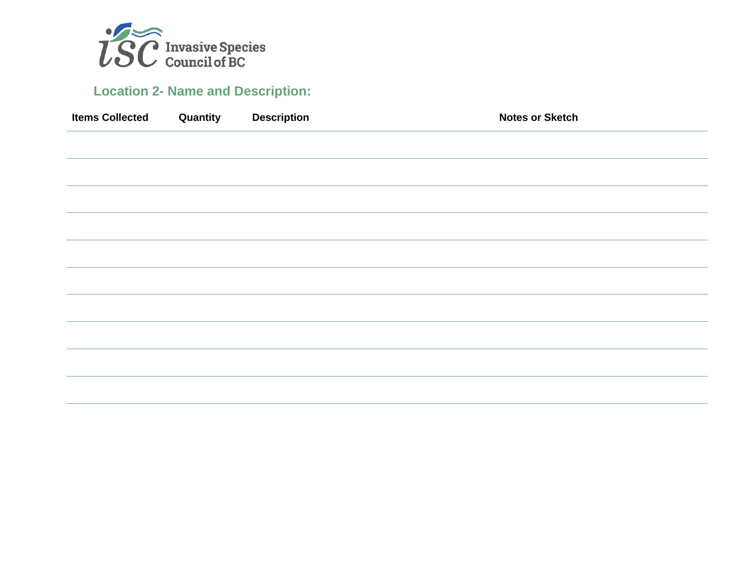Invasive Species Council of BC

## Location 2- Name and Description:

| Items Collected | Quantity | Description | Notes or Sketch |
| --- | --- | --- | --- |
| | | | |
| | | | |
| | | | |
| | | | |
| | | | |
| | | | |
| | | | |
| | | | |
| | | | |
| | | | |